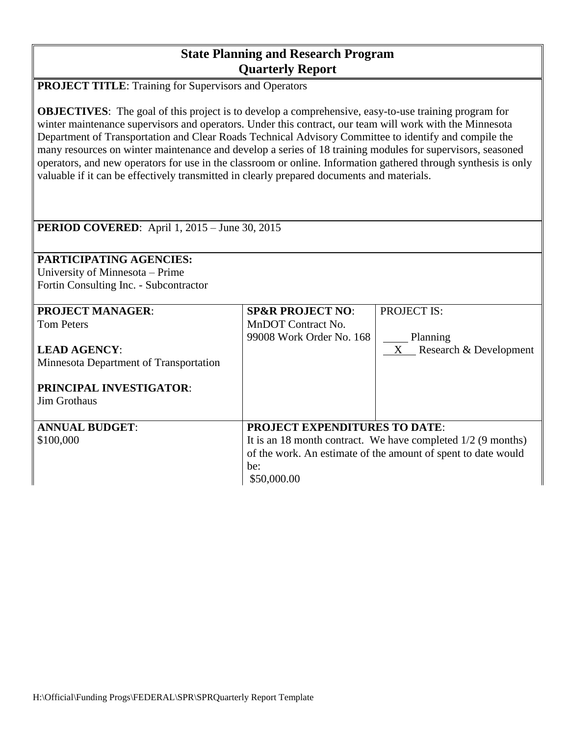# State Planning and Research Program
# Quarterly Report

**PROJECT TITLE**: Training for Supervisors and Operators

**OBJECTIVES**: The goal of this project is to develop a comprehensive, easy-to-use training program for winter maintenance supervisors and operators. Under this contract, our team will work with the Minnesota Department of Transportation and Clear Roads Technical Advisory Committee to identify and compile the many resources on winter maintenance and develop a series of 18 training modules for supervisors, seasoned operators, and new operators for use in the classroom or online. Information gathered through synthesis is only valuable if it can be effectively transmitted in clearly prepared documents and materials.

**PERIOD COVERED**: April 1, 2015 – June 30, 2015

**PARTICIPATING AGENCIES:**
University of Minnesota – Prime
Fortin Consulting Inc. - Subcontractor

| **PROJECT MANAGER**:<br>Tom Peters<br><br>**LEAD AGENCY**:<br>Minnesota Department of Transportation<br><br>**PRINCIPAL INVESTIGATOR**:<br>Jim Grothaus | **SP&R PROJECT NO**:<br>MnDOT Contract No. 99008 Work Order No. 168 | PROJECT IS:<br><br>____ Planning<br>__X__ Research & Development |
|---|---|---|
| **ANNUAL BUDGET**:<br>$100,000 | **PROJECT EXPENDITURES TO DATE**:<br>It is an 18 month contract. We have completed 1/2 (9 months) of the work. An estimate of the amount of spent to date would be:<br>$50,000.00 | |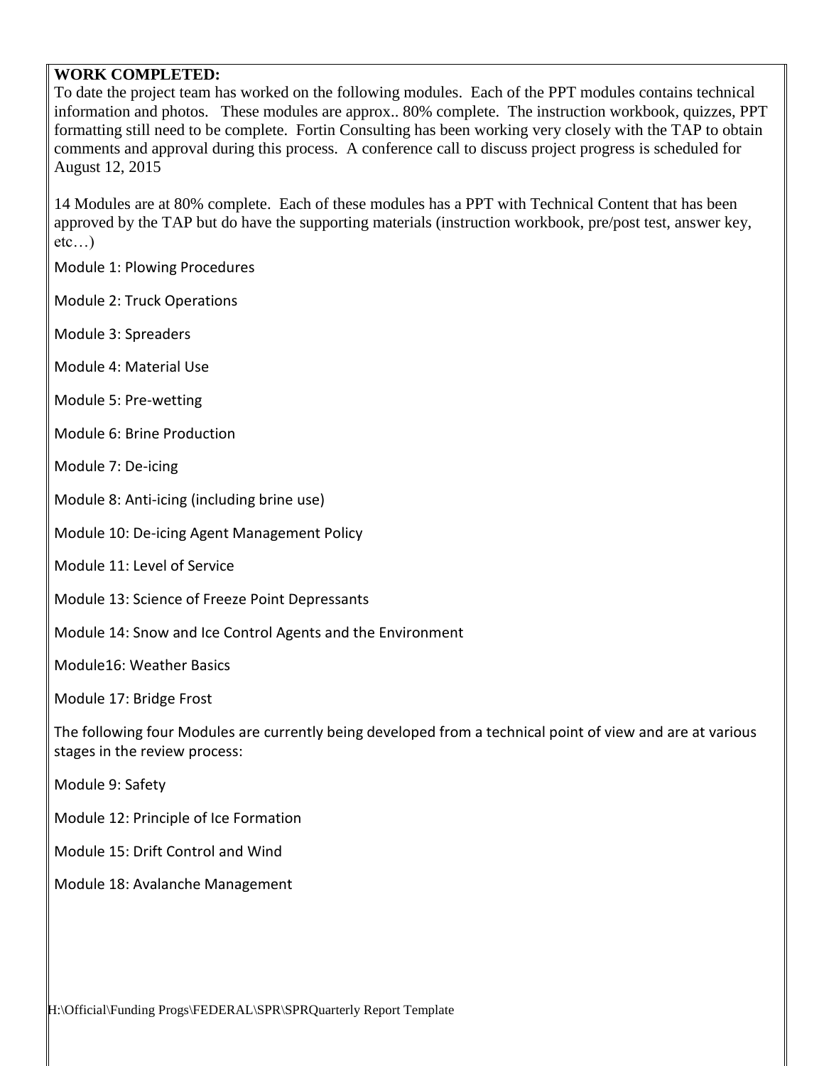**WORK COMPLETED:**

To date the project team has worked on the following modules. Each of the PPT modules contains technical information and photos. These modules are approx.. 80% complete. The instruction workbook, quizzes, PPT formatting still need to be complete. Fortin Consulting has been working very closely with the TAP to obtain comments and approval during this process. A conference call to discuss project progress is scheduled for August 12, 2015

14 Modules are at 80% complete. Each of these modules has a PPT with Technical Content that has been approved by the TAP but do have the supporting materials (instruction workbook, pre/post test, answer key, etc…)

Module 1: Plowing Procedures

Module 2: Truck Operations

Module 3: Spreaders

Module 4: Material Use

Module 5: Pre-wetting

Module 6: Brine Production

Module 7: De-icing

Module 8: Anti-icing (including brine use)

Module 10: De-icing Agent Management Policy

Module 11: Level of Service

Module 13: Science of Freeze Point Depressants

Module 14: Snow and Ice Control Agents and the Environment

Module16: Weather Basics

Module 17: Bridge Frost

The following four Modules are currently being developed from a technical point of view and are at various stages in the review process:

Module 9: Safety

Module 12: Principle of Ice Formation

Module 15: Drift Control and Wind

Module 18: Avalanche Management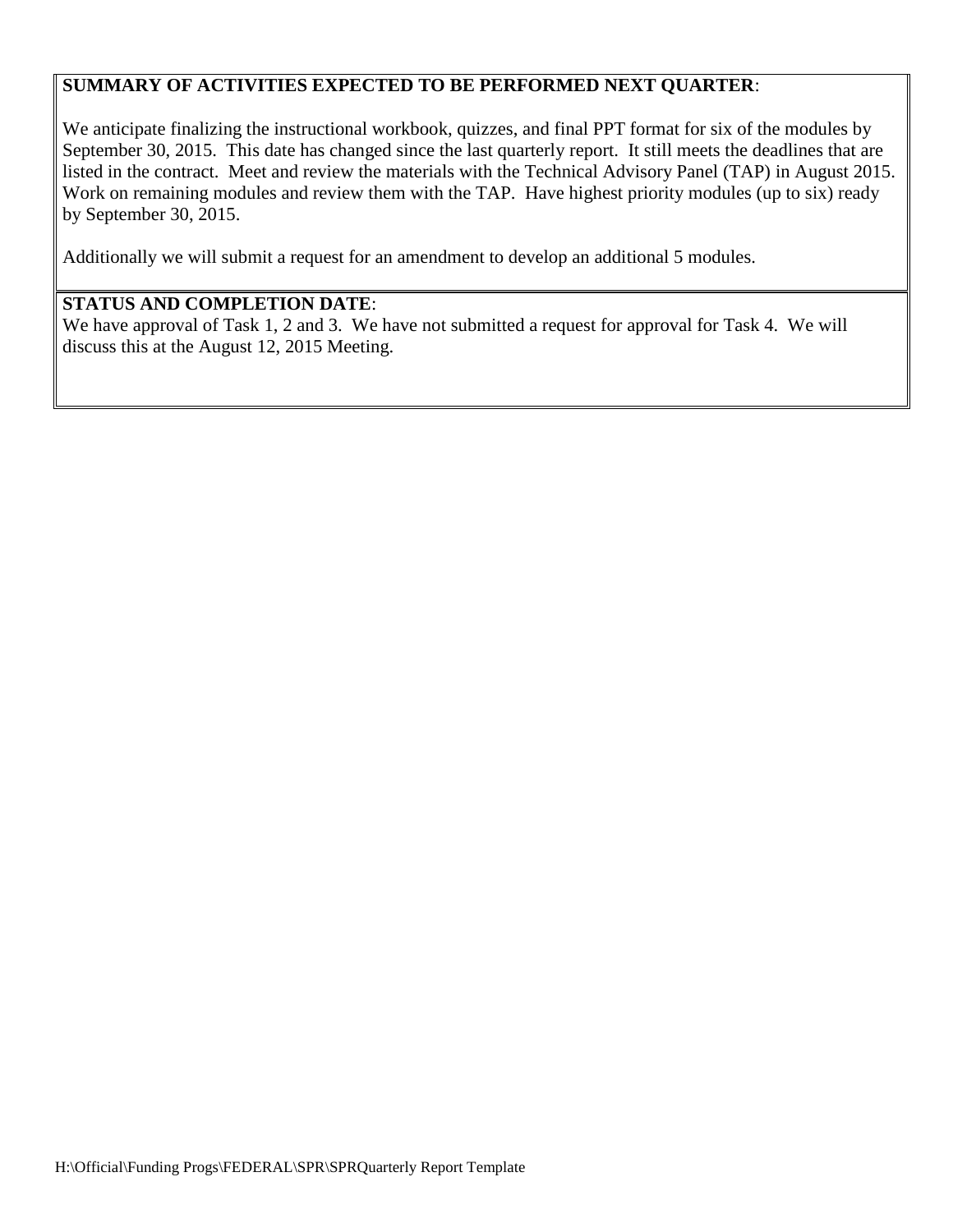**SUMMARY OF ACTIVITIES EXPECTED TO BE PERFORMED NEXT QUARTER**:

We anticipate finalizing the instructional workbook, quizzes, and final PPT format for six of the modules by September 30, 2015. This date has changed since the last quarterly report. It still meets the deadlines that are listed in the contract. Meet and review the materials with the Technical Advisory Panel (TAP) in August 2015. Work on remaining modules and review them with the TAP. Have highest priority modules (up to six) ready by September 30, 2015.

Additionally we will submit a request for an amendment to develop an additional 5 modules.

**STATUS AND COMPLETION DATE**:

We have approval of Task 1, 2 and 3. We have not submitted a request for approval for Task 4. We will discuss this at the August 12, 2015 Meeting.